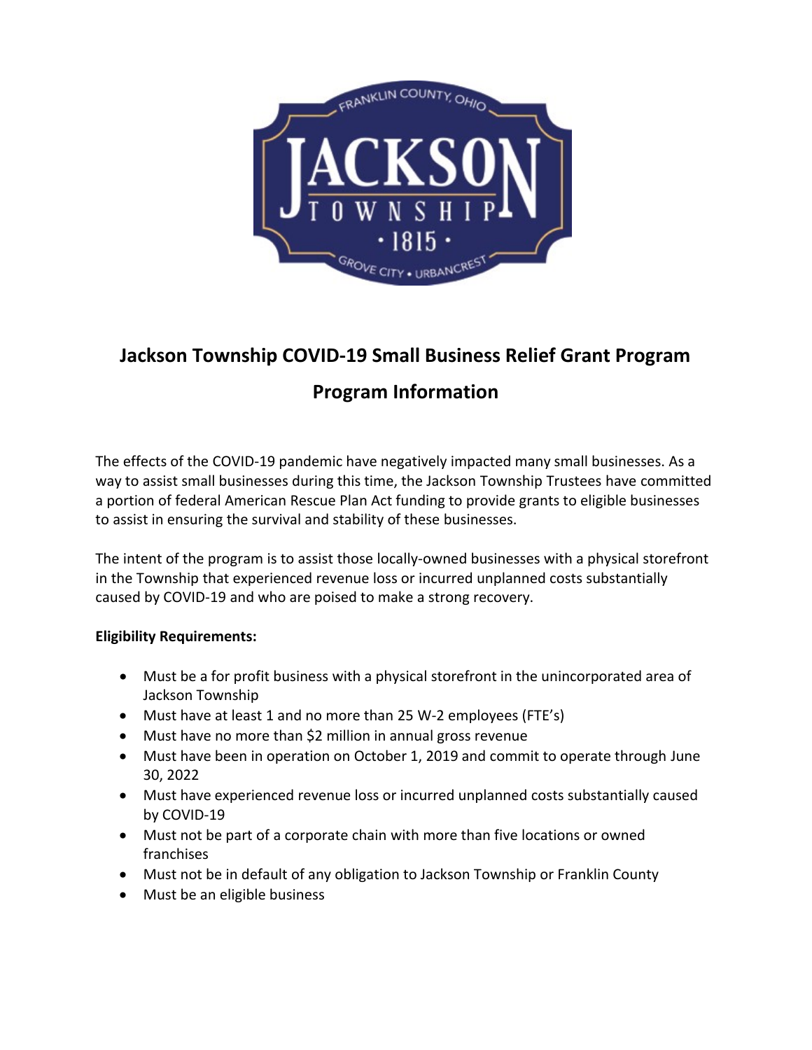# Jackson Township COVID-19 Small Business Relief Grant Program

## Program Information

The effects of the COVID-19 pandemic have negatively impacted many small businesses. As a way to assist small businesses during this time, the Jackson Township Trustees have committed a portion of federal American Rescue Plan Act funding to provide grants to eligible businesses to assist in ensuring the survival and stability of these businesses.

The intent of the program is to assist those locally-owned businesses with a physical storefront in the Township that experienced revenue loss or incurred unplanned costs substantially caused by COVID-19 and who are poised to make a strong recovery.

**Eligibility Requirements:**

- Must be a for profit business with a physical storefront in the unincorporated area of Jackson Township
- Must have at least 1 and no more than 25 W-2 employees (FTE's)
- Must have no more than $2 million in annual gross revenue
- Must have been in operation on October 1, 2019 and commit to operate through June 30, 2022
- Must have experienced revenue loss or incurred unplanned costs substantially caused by COVID-19
- Must not be part of a corporate chain with more than five locations or owned franchises
- Must not be in default of any obligation to Jackson Township or Franklin County
- Must be an eligible business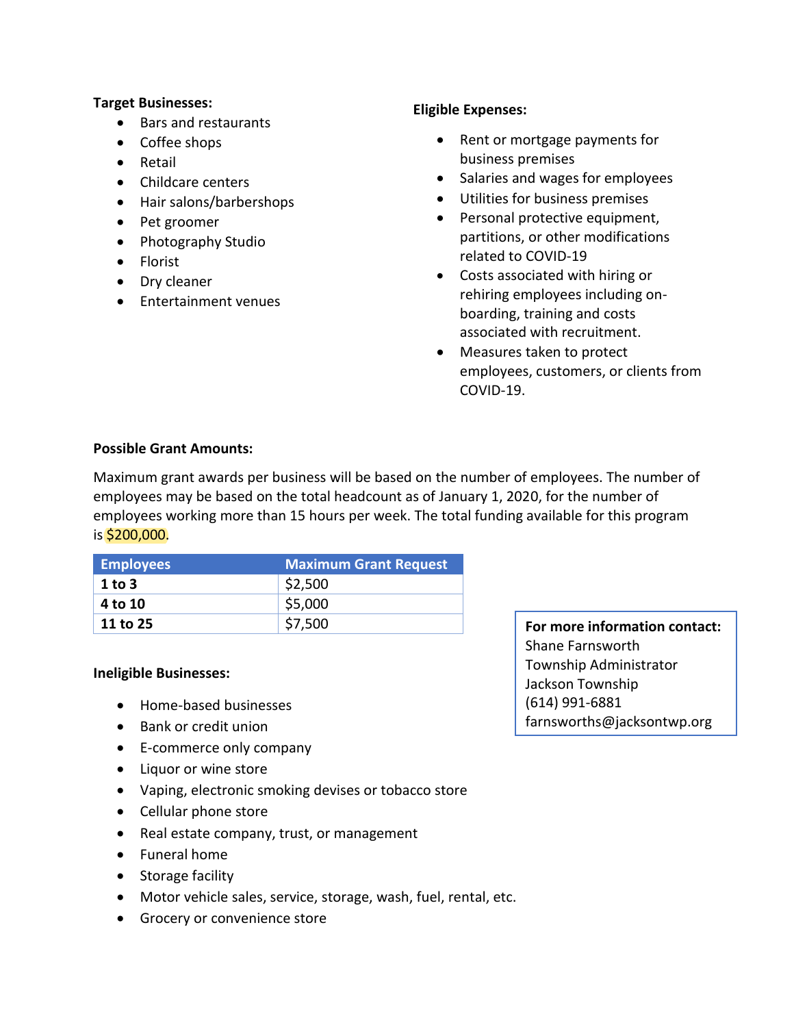**Target Businesses:**

- Bars and restaurants
- Coffee shops
- Retail
- Childcare centers
- Hair salons/barbershops
- Pet groomer
- Photography Studio
- Florist
- Dry cleaner
- Entertainment venues

**Eligible Expenses:**

- Rent or mortgage payments for business premises
- Salaries and wages for employees
- Utilities for business premises
- Personal protective equipment, partitions, or other modifications related to COVID-19
- Costs associated with hiring or rehiring employees including on-boarding, training and costs associated with recruitment.
- Measures taken to protect employees, customers, or clients from COVID-19.

**Possible Grant Amounts:**

Maximum grant awards per business will be based on the number of employees. The number of employees may be based on the total headcount as of January 1, 2020, for the number of employees working more than 15 hours per week. The total funding available for this program is $200,000.

| Employees | Maximum Grant Request |
|---|---|
| **1 to 3** | $2,500 |
| **4 to 10** | $5,000 |
| **11 to 25** | $7,500 |

**Ineligible Businesses:**

- Home-based businesses
- Bank or credit union
- E-commerce only company
- Liquor or wine store
- Vaping, electronic smoking devises or tobacco store
- Cellular phone store
- Real estate company, trust, or management
- Funeral home
- Storage facility
- Motor vehicle sales, service, storage, wash, fuel, rental, etc.
- Grocery or convenience store

**For more information contact:**
Shane Farnsworth
Township Administrator
Jackson Township
(614) 991-6881
farnsworths@jacksontwp.org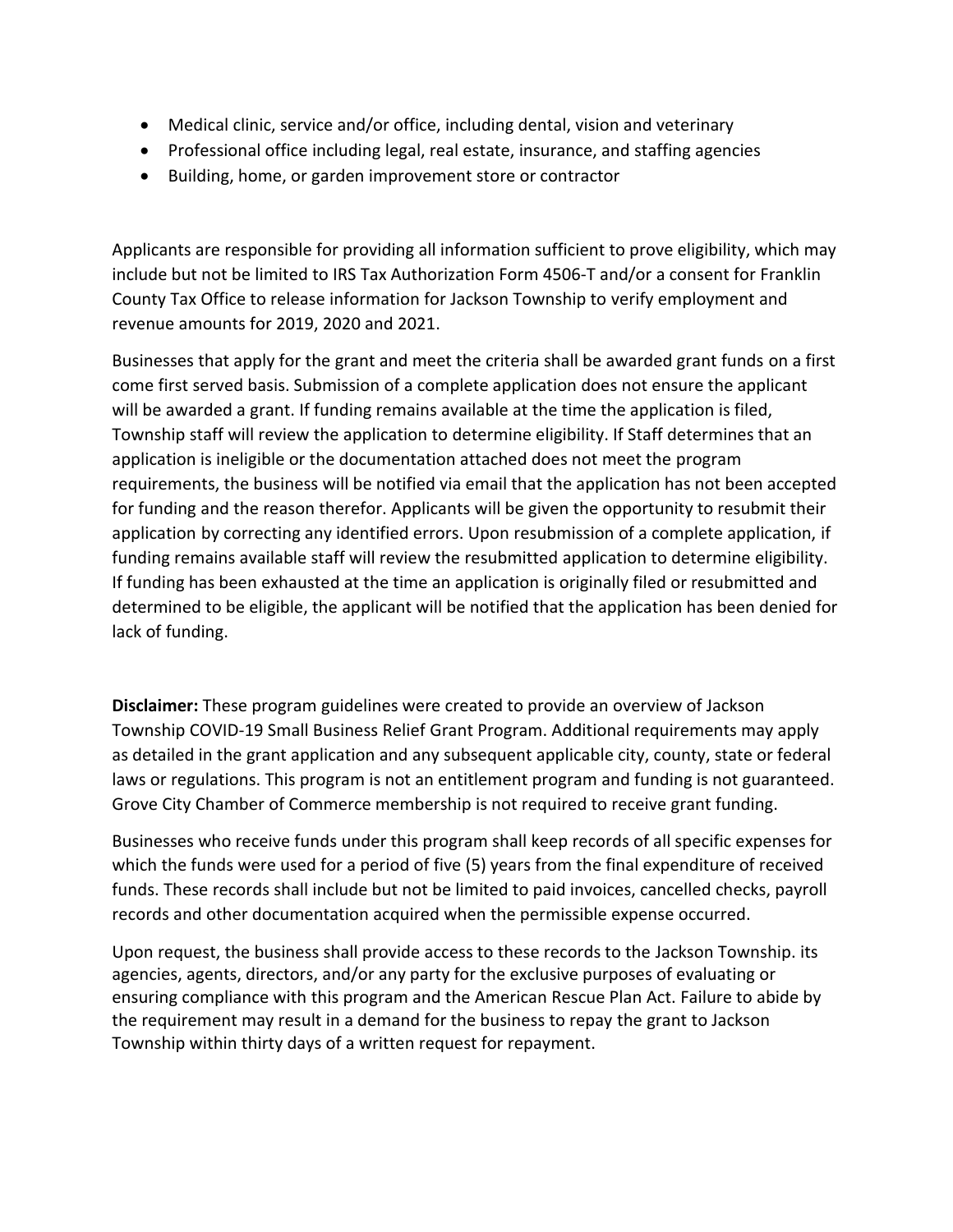- Medical clinic, service and/or office, including dental, vision and veterinary
- Professional office including legal, real estate, insurance, and staffing agencies
- Building, home, or garden improvement store or contractor

Applicants are responsible for providing all information sufficient to prove eligibility, which may include but not be limited to IRS Tax Authorization Form 4506-T and/or a consent for Franklin County Tax Office to release information for Jackson Township to verify employment and revenue amounts for 2019, 2020 and 2021.

Businesses that apply for the grant and meet the criteria shall be awarded grant funds on a first come first served basis. Submission of a complete application does not ensure the applicant will be awarded a grant. If funding remains available at the time the application is filed, Township staff will review the application to determine eligibility. If Staff determines that an application is ineligible or the documentation attached does not meet the program requirements, the business will be notified via email that the application has not been accepted for funding and the reason therefor. Applicants will be given the opportunity to resubmit their application by correcting any identified errors. Upon resubmission of a complete application, if funding remains available staff will review the resubmitted application to determine eligibility. If funding has been exhausted at the time an application is originally filed or resubmitted and determined to be eligible, the applicant will be notified that the application has been denied for lack of funding.

**Disclaimer:** These program guidelines were created to provide an overview of Jackson Township COVID-19 Small Business Relief Grant Program. Additional requirements may apply as detailed in the grant application and any subsequent applicable city, county, state or federal laws or regulations. This program is not an entitlement program and funding is not guaranteed. Grove City Chamber of Commerce membership is not required to receive grant funding.

Businesses who receive funds under this program shall keep records of all specific expenses for which the funds were used for a period of five (5) years from the final expenditure of received funds. These records shall include but not be limited to paid invoices, cancelled checks, payroll records and other documentation acquired when the permissible expense occurred.

Upon request, the business shall provide access to these records to the Jackson Township. its agencies, agents, directors, and/or any party for the exclusive purposes of evaluating or ensuring compliance with this program and the American Rescue Plan Act. Failure to abide by the requirement may result in a demand for the business to repay the grant to Jackson Township within thirty days of a written request for repayment.